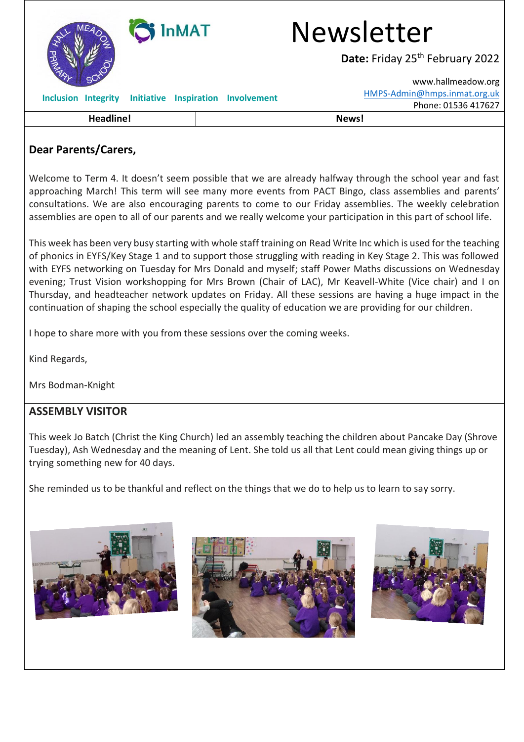# Newsletter

**Date:** Friday 25th February 2022

www.hallmeadow.org
HMPS-Admin@hmps.inmat.org.uk
Phone: 01536 417627

**Inclusion Integrity Initiative Inspiration Involvement**

| Headline! | News! |
|---|---|

## Dear Parents/Carers,

Welcome to Term 4. It doesn't seem possible that we are already halfway through the school year and fast approaching March! This term will see many more events from PACT Bingo, class assemblies and parents' consultations. We are also encouraging parents to come to our Friday assemblies. The weekly celebration assemblies are open to all of our parents and we really welcome your participation in this part of school life.

This week has been very busy starting with whole staff training on Read Write Inc which is used for the teaching of phonics in EYFS/Key Stage 1 and to support those struggling with reading in Key Stage 2. This was followed with EYFS networking on Tuesday for Mrs Donald and myself; staff Power Maths discussions on Wednesday evening; Trust Vision workshopping for Mrs Brown (Chair of LAC), Mr Keavell-White (Vice chair) and I on Thursday, and headteacher network updates on Friday. All these sessions are having a huge impact in the continuation of shaping the school especially the quality of education we are providing for our children.

I hope to share more with you from these sessions over the coming weeks.

Kind Regards,

Mrs Bodman-Knight

## ASSEMBLY VISITOR

This week Jo Batch (Christ the King Church) led an assembly teaching the children about Pancake Day (Shrove Tuesday), Ash Wednesday and the meaning of Lent. She told us all that Lent could mean giving things up or trying something new for 40 days.

She reminded us to be thankful and reflect on the things that we do to help us to learn to say sorry.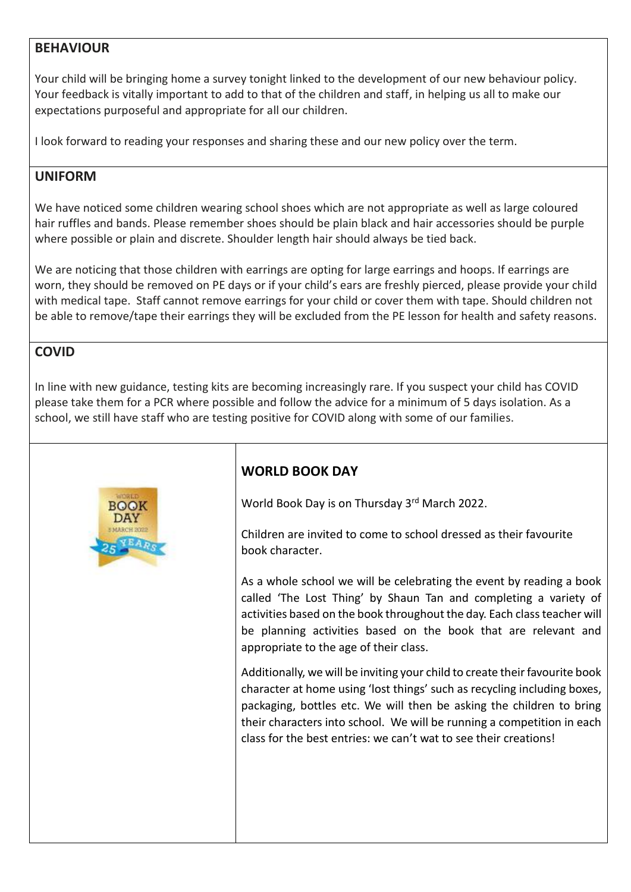## BEHAVIOUR

Your child will be bringing home a survey tonight linked to the development of our new behaviour policy. Your feedback is vitally important to add to that of the children and staff, in helping us all to make our expectations purposeful and appropriate for all our children.

I look forward to reading your responses and sharing these and our new policy over the term.

## UNIFORM

We have noticed some children wearing school shoes which are not appropriate as well as large coloured hair ruffles and bands. Please remember shoes should be plain black and hair accessories should be purple where possible or plain and discrete. Shoulder length hair should always be tied back.

We are noticing that those children with earrings are opting for large earrings and hoops. If earrings are worn, they should be removed on PE days or if your child's ears are freshly pierced, please provide your child with medical tape. Staff cannot remove earrings for your child or cover them with tape. Should children not be able to remove/tape their earrings they will be excluded from the PE lesson for health and safety reasons.

## COVID

In line with new guidance, testing kits are becoming increasingly rare. If you suspect your child has COVID please take them for a PCR where possible and follow the advice for a minimum of 5 days isolation. As a school, we still have staff who are testing positive for COVID along with some of our families.

## WORLD BOOK DAY

World Book Day is on Thursday 3rd March 2022.

Children are invited to come to school dressed as their favourite book character.

As a whole school we will be celebrating the event by reading a book called 'The Lost Thing' by Shaun Tan and completing a variety of activities based on the book throughout the day. Each class teacher will be planning activities based on the book that are relevant and appropriate to the age of their class.

Additionally, we will be inviting your child to create their favourite book character at home using 'lost things' such as recycling including boxes, packaging, bottles etc. We will then be asking the children to bring their characters into school. We will be running a competition in each class for the best entries: we can't wat to see their creations!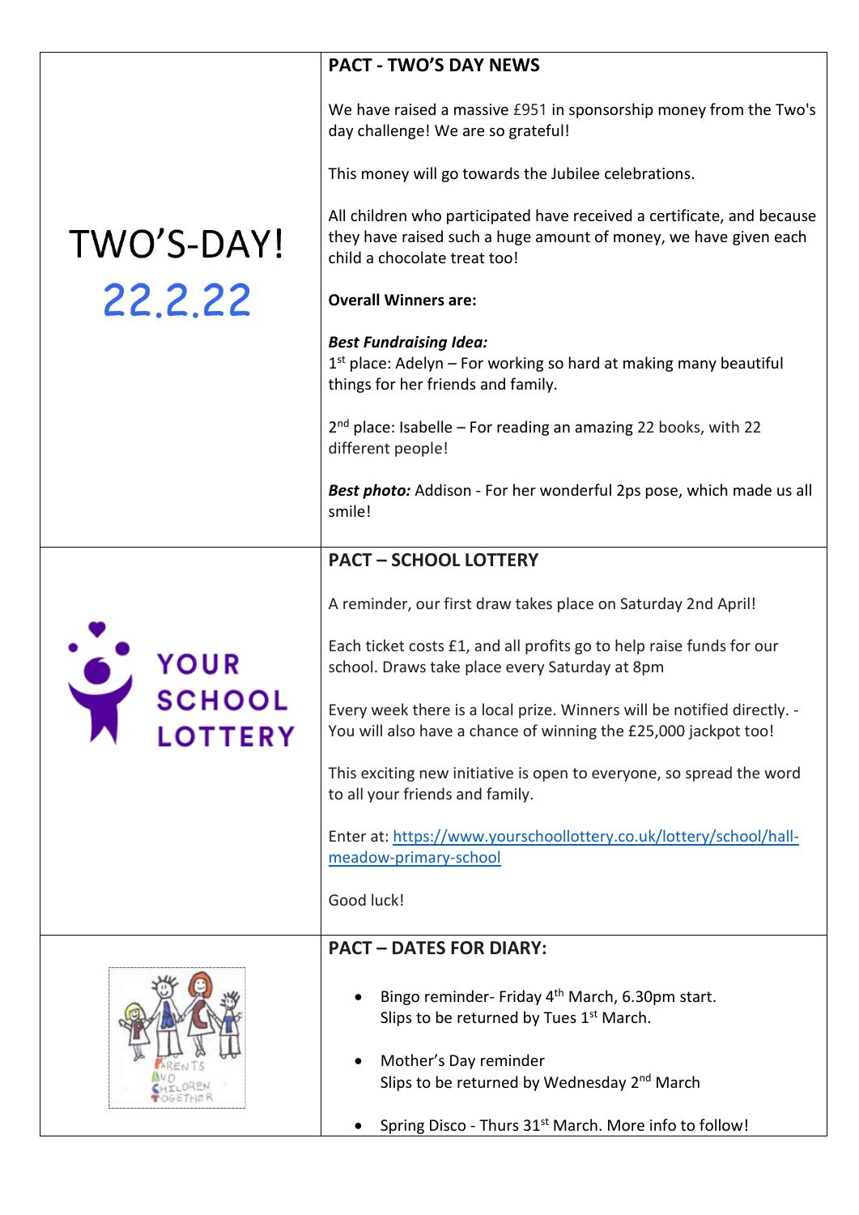TWO'S-DAY!

22.2.22

## PACT - TWO'S DAY NEWS

We have raised a massive £951 in sponsorship money from the Two's day challenge! We are so grateful!

This money will go towards the Jubilee celebrations.

All children who participated have received a certificate, and because they have raised such a huge amount of money, we have given each child a chocolate treat too!

**Overall Winners are:**

***Best Fundraising Idea:***
1st place: Adelyn – For working so hard at making many beautiful things for her friends and family.

2nd place: Isabelle – For reading an amazing 22 books, with 22 different people!

***Best photo:*** Addison - For her wonderful 2ps pose, which made us all smile!

YOUR SCHOOL LOTTERY

## PACT – SCHOOL LOTTERY

A reminder, our first draw takes place on Saturday 2nd April!

Each ticket costs £1, and all profits go to help raise funds for our school. Draws take place every Saturday at 8pm

Every week there is a local prize. Winners will be notified directly. - You will also have a chance of winning the £25,000 jackpot too!

This exciting new initiative is open to everyone, so spread the word to all your friends and family.

Enter at: https://www.yourschoollottery.co.uk/lottery/school/hall-meadow-primary-school

Good luck!

## PACT – DATES FOR DIARY:

- Bingo reminder- Friday 4th March, 6.30pm start.
  Slips to be returned by Tues 1st March.
- Mother's Day reminder
  Slips to be returned by Wednesday 2nd March
- Spring Disco - Thurs 31st March. More info to follow!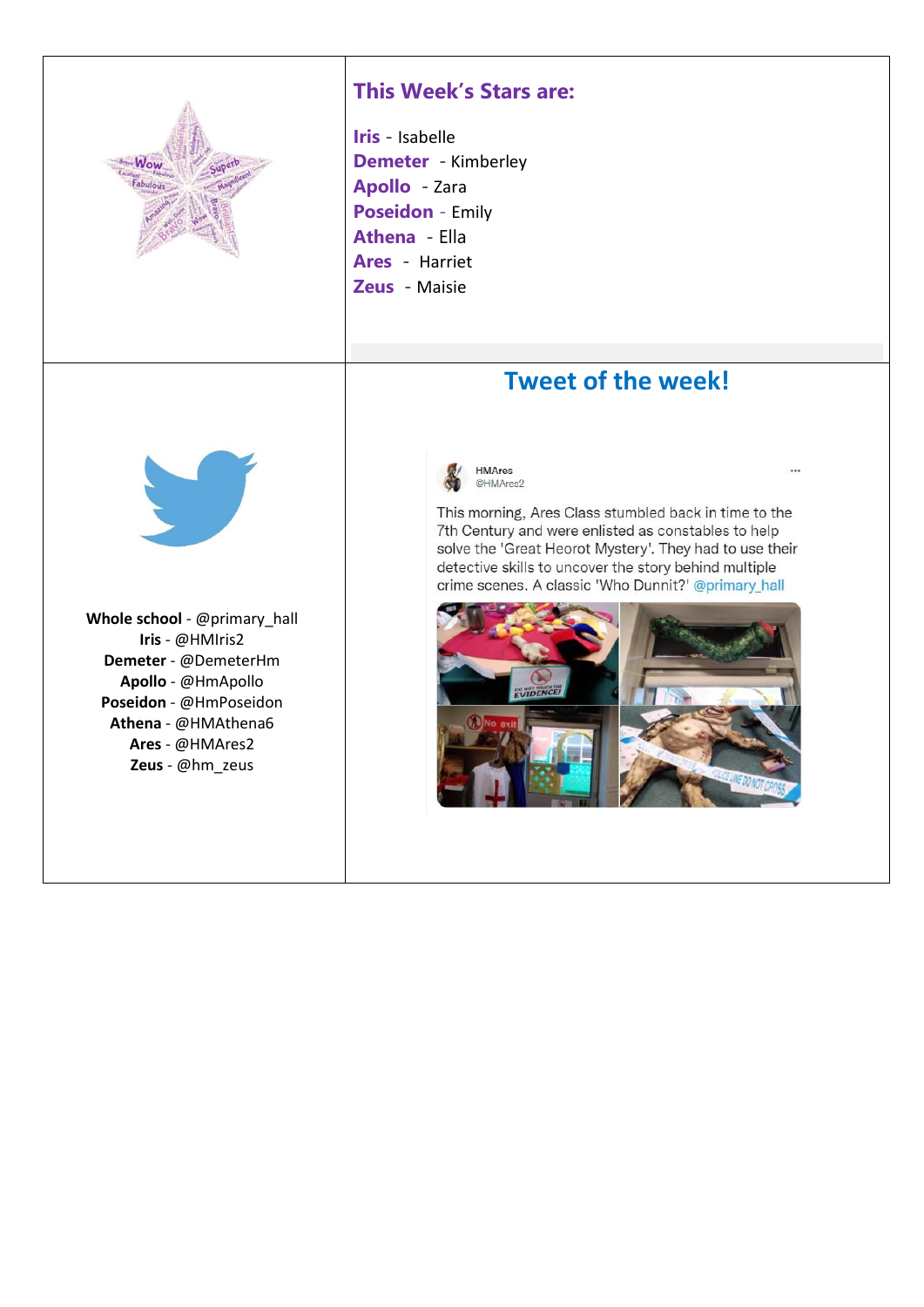## This Week's Stars are:

**Iris** - Isabelle
**Demeter** - Kimberley
**Apollo** - Zara
**Poseidon** - Emily
**Athena** - Ella
**Ares** - Harriet
**Zeus** - Maisie

**Whole school** - @primary_hall
**Iris** - @HMIris2
**Demeter** - @DemeterHm
**Apollo** - @HmApollo
**Poseidon** - @HmPoseidon
**Athena** - @HMAthena6
**Ares** - @HMAres2
**Zeus** - @hm_zeus

## Tweet of the week!

HMAres
@HMAres2

This morning, Ares Class stumbled back in time to the 7th Century and were enlisted as constables to help solve the 'Great Heorot Mystery'. They had to use their detective skills to uncover the story behind multiple crime scenes. A classic 'Who Dunnit?' @primary_hall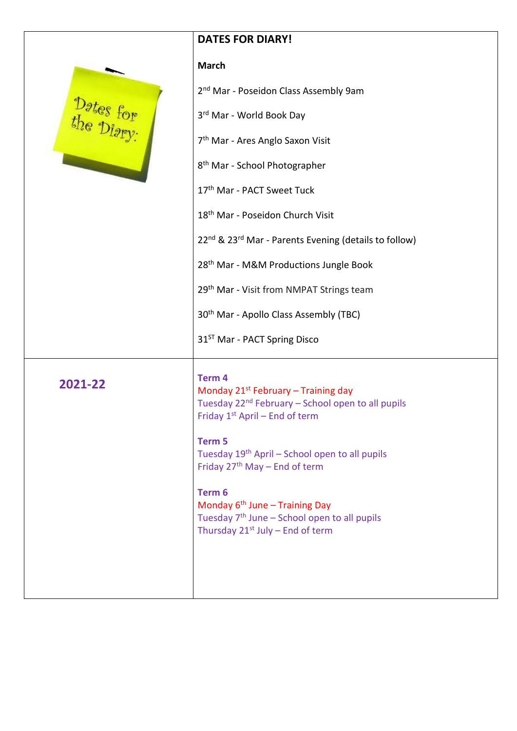## DATES FOR DIARY!

**March**

2nd Mar - Poseidon Class Assembly 9am

3rd Mar - World Book Day

7th Mar - Ares Anglo Saxon Visit

8th Mar - School Photographer

17th Mar - PACT Sweet Tuck

18th Mar - Poseidon Church Visit

22nd & 23rd Mar - Parents Evening (details to follow)

28th Mar - M&M Productions Jungle Book

29th Mar - Visit from NMPAT Strings team

30th Mar - Apollo Class Assembly (TBC)

31ST Mar - PACT Spring Disco

## 2021-22

**Term 4**
Monday 21st February – Training day
Tuesday 22nd February – School open to all pupils
Friday 1st April – End of term

**Term 5**
Tuesday 19th April – School open to all pupils
Friday 27th May – End of term

**Term 6**
Monday 6th June – Training Day
Tuesday 7th June – School open to all pupils
Thursday 21st July – End of term